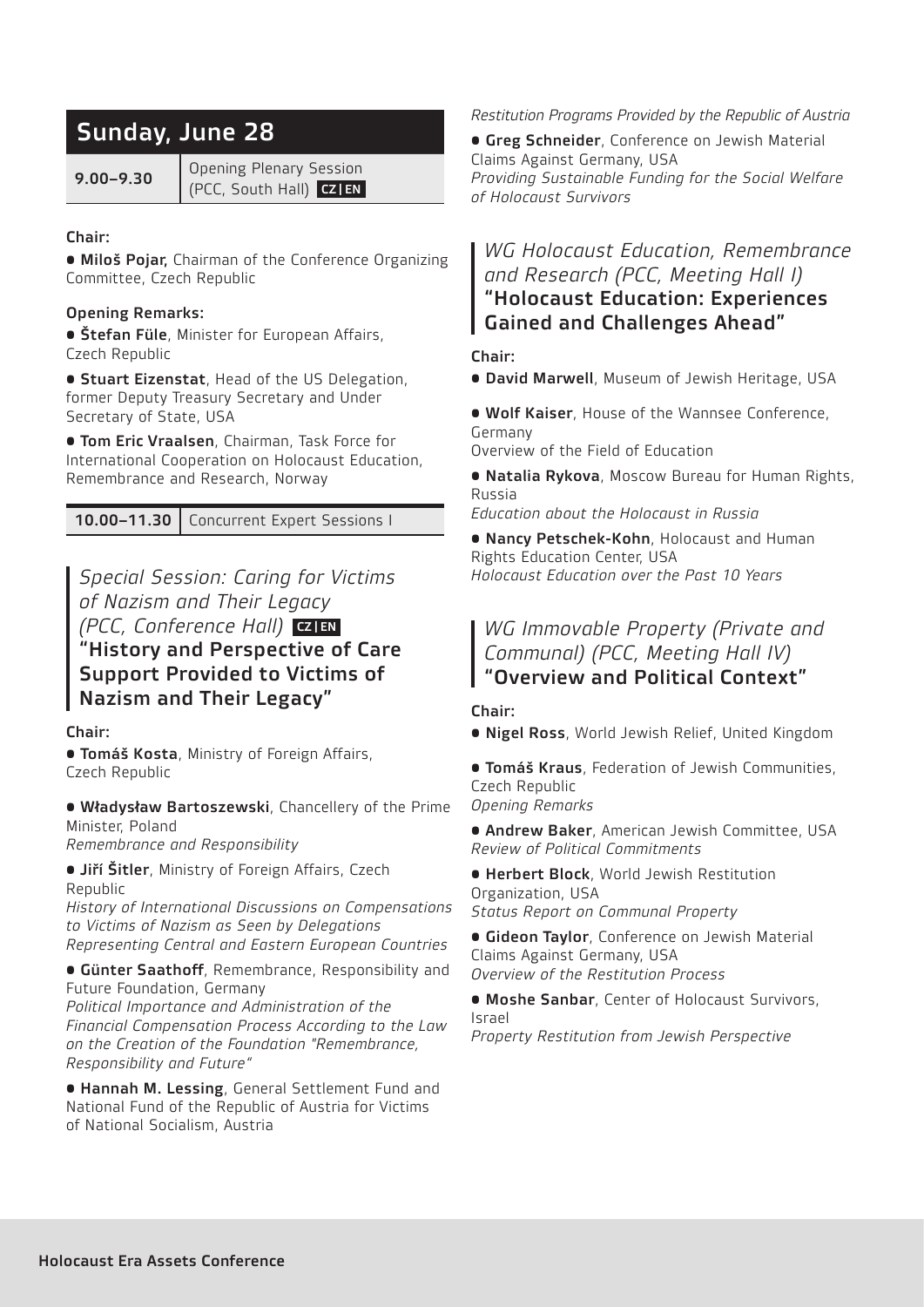## Sunday, June 28

| 9.00–9.30 | Opening Plenary Session (PCC, South Hall) CZ \| EN |
|---|---|

**Chair:**

- **Miloš Pojar**, Chairman of the Conference Organizing Committee, Czech Republic

**Opening Remarks:**

- **Štefan Füle**, Minister for European Affairs, Czech Republic
- **Stuart Eizenstat**, Head of the US Delegation, former Deputy Treasury Secretary and Under Secretary of State, USA
- **Tom Eric Vraalsen**, Chairman, Task Force for International Cooperation on Holocaust Education, Remembrance and Research, Norway

| 10.00–11.30 | Concurrent Expert Sessions I |
|---|---|

### *Special Session: Caring for Victims of Nazism and Their Legacy (PCC, Conference Hall)* CZ | EN
### "History and Perspective of Care Support Provided to Victims of Nazism and Their Legacy"

**Chair:**

- **Tomáš Kosta**, Ministry of Foreign Affairs, Czech Republic
- **Władysław Bartoszewski**, Chancellery of the Prime Minister, Poland
  *Remembrance and Responsibility*
- **Jiří Šitler**, Ministry of Foreign Affairs, Czech Republic
  *History of International Discussions on Compensations to Victims of Nazism as Seen by Delegations Representing Central and Eastern European Countries*
- **Günter Saathoff**, Remembrance, Responsibility and Future Foundation, Germany
  *Political Importance and Administration of the Financial Compensation Process According to the Law on the Creation of the Foundation "Remembrance, Responsibility and Future"*
- **Hannah M. Lessing**, General Settlement Fund and National Fund of the Republic of Austria for Victims of National Socialism, Austria
  *Restitution Programs Provided by the Republic of Austria*
- **Greg Schneider**, Conference on Jewish Material Claims Against Germany, USA
  *Providing Sustainable Funding for the Social Welfare of Holocaust Survivors*

### *WG Holocaust Education, Remembrance and Research (PCC, Meeting Hall I)*
### "Holocaust Education: Experiences Gained and Challenges Ahead"

**Chair:**

- **David Marwell**, Museum of Jewish Heritage, USA
- **Wolf Kaiser**, House of the Wannsee Conference, Germany
  Overview of the Field of Education
- **Natalia Rykova**, Moscow Bureau for Human Rights, Russia
  *Education about the Holocaust in Russia*
- **Nancy Petschek-Kohn**, Holocaust and Human Rights Education Center, USA
  *Holocaust Education over the Past 10 Years*

### *WG Immovable Property (Private and Communal) (PCC, Meeting Hall IV)*
### "Overview and Political Context"

**Chair:**

- **Nigel Ross**, World Jewish Relief, United Kingdom
- **Tomáš Kraus**, Federation of Jewish Communities, Czech Republic
  *Opening Remarks*
- **Andrew Baker**, American Jewish Committee, USA
  *Review of Political Commitments*
- **Herbert Block**, World Jewish Restitution Organization, USA
  *Status Report on Communal Property*
- **Gideon Taylor**, Conference on Jewish Material Claims Against Germany, USA
  *Overview of the Restitution Process*
- **Moshe Sanbar**, Center of Holocaust Survivors, Israel
  *Property Restitution from Jewish Perspective*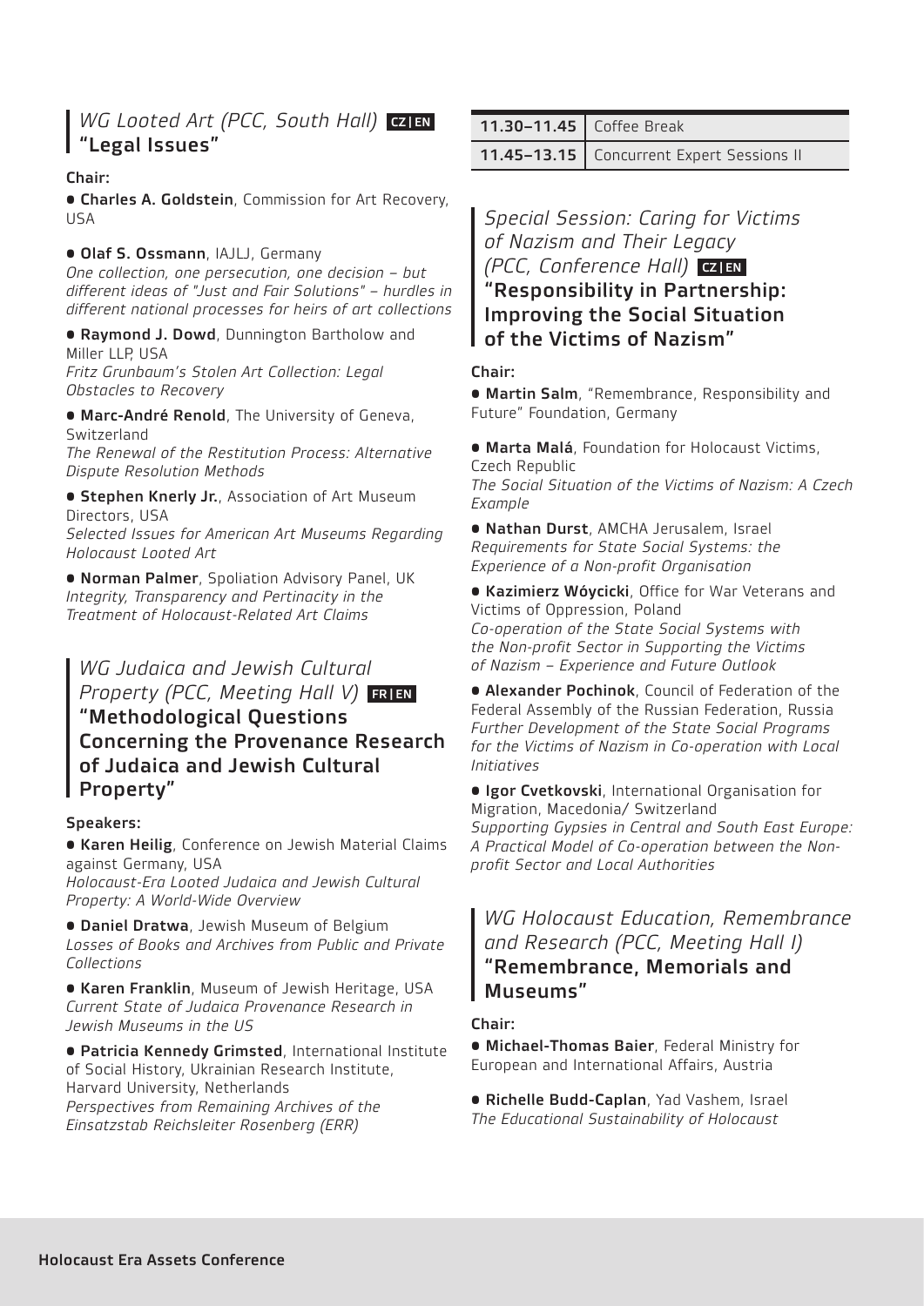### *WG Looted Art (PCC, South Hall)* CZ|EN
### "Legal Issues"

**Chair:**

- **Charles A. Goldstein**, Commission for Art Recovery, USA

- **Olaf S. Ossmann**, IAJLJ, Germany
*One collection, one persecution, one decision – but different ideas of "Just and Fair Solutions" – hurdles in different national processes for heirs of art collections*

- **Raymond J. Dowd**, Dunnington Bartholow and Miller LLP, USA
*Fritz Grunbaum's Stolen Art Collection: Legal Obstacles to Recovery*

- **Marc-André Renold**, The University of Geneva, Switzerland
*The Renewal of the Restitution Process: Alternative Dispute Resolution Methods*

- **Stephen Knerly Jr.**, Association of Art Museum Directors, USA
*Selected Issues for American Art Museums Regarding Holocaust Looted Art*

- **Norman Palmer**, Spoliation Advisory Panel, UK
*Integrity, Transparency and Pertinacity in the Treatment of Holocaust-Related Art Claims*

### *WG Judaica and Jewish Cultural Property (PCC, Meeting Hall V)* FR|EN
### "Methodological Questions Concerning the Provenance Research of Judaica and Jewish Cultural Property"

**Speakers:**

- **Karen Heilig**, Conference on Jewish Material Claims against Germany, USA
*Holocaust-Era Looted Judaica and Jewish Cultural Property: A World-Wide Overview*

- **Daniel Dratwa**, Jewish Museum of Belgium
*Losses of Books and Archives from Public and Private Collections*

- **Karen Franklin**, Museum of Jewish Heritage, USA
*Current State of Judaica Provenance Research in Jewish Museums in the US*

- **Patricia Kennedy Grimsted**, International Institute of Social History, Ukrainian Research Institute, Harvard University, Netherlands
*Perspectives from Remaining Archives of the Einsatzstab Reichsleiter Rosenberg (ERR)*

| | |
|---|---|
| **11.30–11.45** | Coffee Break |
| **11.45–13.15** | Concurrent Expert Sessions II |

### *Special Session: Caring for Victims of Nazism and Their Legacy (PCC, Conference Hall)* CZ|EN
### "Responsibility in Partnership: Improving the Social Situation of the Victims of Nazism"

**Chair:**

- **Martin Salm**, "Remembrance, Responsibility and Future" Foundation, Germany

- **Marta Malá**, Foundation for Holocaust Victims, Czech Republic
*The Social Situation of the Victims of Nazism: A Czech Example*

- **Nathan Durst**, AMCHA Jerusalem, Israel
*Requirements for State Social Systems: the Experience of a Non-profit Organisation*

- **Kazimierz Wóycicki**, Office for War Veterans and Victims of Oppression, Poland
*Co-operation of the State Social Systems with the Non-profit Sector in Supporting the Victims of Nazism – Experience and Future Outlook*

- **Alexander Pochinok**, Council of Federation of the Federal Assembly of the Russian Federation, Russia
*Further Development of the State Social Programs for the Victims of Nazism in Co-operation with Local Initiatives*

- **Igor Cvetkovski**, International Organisation for Migration, Macedonia/ Switzerland
*Supporting Gypsies in Central and South East Europe: A Practical Model of Co-operation between the Non-profit Sector and Local Authorities*

### *WG Holocaust Education, Remembrance and Research (PCC, Meeting Hall I)*
### "Remembrance, Memorials and Museums"

**Chair:**

- **Michael-Thomas Baier**, Federal Ministry for European and International Affairs, Austria

- **Richelle Budd-Caplan**, Yad Vashem, Israel
*The Educational Sustainability of Holocaust*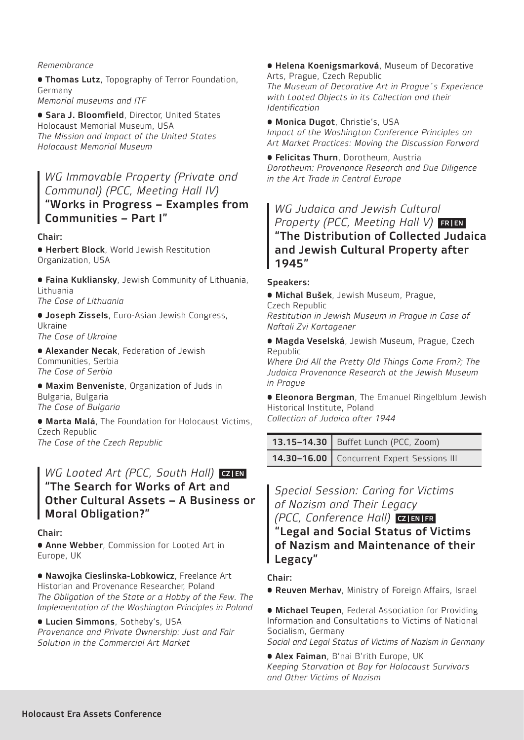*Remembrance*

- **Thomas Lutz**, Topography of Terror Foundation, Germany
*Memorial museums and ITF*

- **Sara J. Bloomfield**, Director, United States Holocaust Memorial Museum, USA
*The Mission and Impact of the United States Holocaust Memorial Museum*

## *WG Immovable Property (Private and Communal) (PCC, Meeting Hall IV)* "Works in Progress – Examples from Communities – Part I"

**Chair:**

- **Herbert Block**, World Jewish Restitution Organization, USA

- **Faina Kukliansky**, Jewish Community of Lithuania, Lithuania
*The Case of Lithuania*

- **Joseph Zissels**, Euro-Asian Jewish Congress, Ukraine
*The Case of Ukraine*

- **Alexander Necak**, Federation of Jewish Communities, Serbia
*The Case of Serbia*

- **Maxim Benveniste**, Organization of Juds in Bulgaria, Bulgaria
*The Case of Bulgaria*

- **Marta Malá**, The Foundation for Holocaust Victims, Czech Republic
*The Case of the Czech Republic*

## *WG Looted Art (PCC, South Hall)* CZ|EN "The Search for Works of Art and Other Cultural Assets – A Business or Moral Obligation?"

**Chair:**

- **Anne Webber**, Commission for Looted Art in Europe, UK

- **Nawojka Cieslinska-Lobkowicz**, Freelance Art Historian and Provenance Researcher, Poland
*The Obligation of the State or a Hobby of the Few. The Implementation of the Washington Principles in Poland*

- **Lucien Simmons**, Sotheby's, USA
*Provenance and Private Ownership: Just and Fair Solution in the Commercial Art Market*

- **Helena Koenigsmarková**, Museum of Decorative Arts, Prague, Czech Republic
*The Museum of Decorative Art in Prague´s Experience with Looted Objects in its Collection and their Identification*

- **Monica Dugot**, Christie's, USA
*Impact of the Washington Conference Principles on Art Market Practices: Moving the Discussion Forward*

- **Felicitas Thurn**, Dorotheum, Austria
*Dorotheum: Provenance Research and Due Diligence in the Art Trade in Central Europe*

## *WG Judaica and Jewish Cultural Property (PCC, Meeting Hall V)* FR|EN "The Distribution of Collected Judaica and Jewish Cultural Property after 1945"

**Speakers:**

- **Michal Bušek**, Jewish Museum, Prague, Czech Republic
*Restitution in Jewish Museum in Prague in Case of Naftali Zvi Kartagener*

- **Magda Veselská**, Jewish Museum, Prague, Czech Republic
*Where Did All the Pretty Old Things Come From?; The Judaica Provenance Research at the Jewish Museum in Prague*

- **Eleonora Bergman**, The Emanuel Ringelblum Jewish Historical Institute, Poland
*Collection of Judaica after 1944*

| | |
|---|---|
| **13.15–14.30** | Buffet Lunch (PCC, Zoom) |
| **14.30–16.00** | Concurrent Expert Sessions III |

## *Special Session: Caring for Victims of Nazism and Their Legacy (PCC, Conference Hall)* CZ|EN|FR "Legal and Social Status of Victims of Nazism and Maintenance of their Legacy"

**Chair:**

- **Reuven Merhav**, Ministry of Foreign Affairs, Israel

- **Michael Teupen**, Federal Association for Providing Information and Consultations to Victims of National Socialism, Germany
*Social and Legal Status of Victims of Nazism in Germany*

- **Alex Faiman**, B'nai B'rith Europe, UK
*Keeping Starvation at Bay for Holocaust Survivors and Other Victims of Nazism*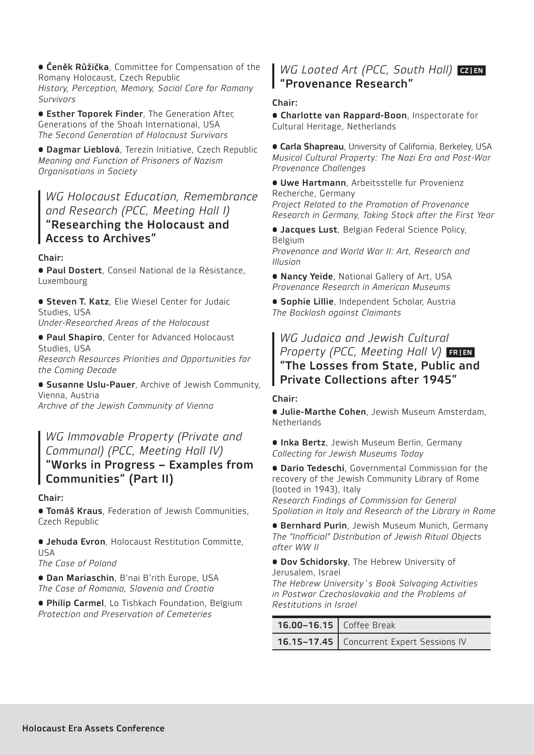- **Čeněk Růžička**, Committee for Compensation of the Romany Holocaust, Czech Republic
  *History, Perception, Memory, Social Care for Romany Survivors*
- **Esther Toporek Finder**, The Generation After, Generations of the Shoah International, USA
  *The Second Generation of Holocaust Survivors*
- **Dagmar Lieblová**, Terezín Initiative, Czech Republic
  *Meaning and Function of Prisoners of Nazism Organisations in Society*

### *WG Holocaust Education, Remembrance and Research (PCC, Meeting Hall I)*
### "Researching the Holocaust and Access to Archives"

**Chair:**

- **Paul Dostert**, Conseil National de la Résistance, Luxembourg

- **Steven T. Katz**, Elie Wiesel Center for Judaic Studies, USA
  *Under-Researched Areas of the Holocaust*
- **Paul Shapiro**, Center for Advanced Holocaust Studies, USA
  *Research Resources Priorities and Opportunities for the Coming Decade*
- **Susanne Uslu-Pauer**, Archive of Jewish Community, Vienna, Austria
  *Archive of the Jewish Community of Vienna*

### *WG Immovable Property (Private and Communal) (PCC, Meeting Hall IV)*
### "Works in Progress – Examples from Communities" (Part II)

**Chair:**

- **Tomáš Kraus**, Federation of Jewish Communities, Czech Republic

- **Jehuda Evron**, Holocaust Restitution Committe, USA
  *The Case of Poland*
- **Dan Mariaschin**, B'nai B'rith Europe, USA
  *The Case of Romania, Slovenia and Croatia*
- **Philip Carmel**, Lo Tishkach Foundation, Belgium
  *Protection and Preservation of Cemeteries*

### *WG Looted Art (PCC, South Hall)* CZ|EN
### "Provenance Research"

**Chair:**

- **Charlotte van Rappard-Boon**, Inspectorate for Cultural Heritage, Netherlands

- **Carla Shapreau**, University of California, Berkeley, USA
  *Musical Cultural Property: The Nazi Era and Post-War Provenance Challenges*
- **Uwe Hartmann**, Arbeitsstelle fur Provenienz Recherche, Germany
  *Project Related to the Promotion of Provenance Research in Germany, Taking Stock after the First Year*
- **Jacques Lust**, Belgian Federal Science Policy, Belgium
  *Provenance and World War II: Art, Research and Illusion*
- **Nancy Yeide**, National Gallery of Art, USA
  *Provenance Research in American Museums*
- **Sophie Lillie**, Independent Scholar, Austria
  *The Backlash against Claimants*

### *WG Judaica and Jewish Cultural Property (PCC, Meeting Hall V)* FR|EN
### "The Losses from State, Public and Private Collections after 1945"

**Chair:**

- **Julie-Marthe Cohen**, Jewish Museum Amsterdam, Netherlands

- **Inka Bertz**, Jewish Museum Berlin, Germany
  *Collecting for Jewish Museums Today*
- **Dario Tedeschi**, Governmental Commission for the recovery of the Jewish Community Library of Rome (looted in 1943), Italy
  *Research Findings of Commission for General Spoliation in Italy and Research of the Library in Rome*
- **Bernhard Purin**, Jewish Museum Munich, Germany
  *The "Inofficial" Distribution of Jewish Ritual Objects after WW II*
- **Dov Schidorsky**, The Hebrew University of Jerusalem, Israel
  *The Hebrew University`s Book Salvaging Activities in Postwar Czechoslovakia and the Problems of Restitutions in Israel*

| | |
|---|---|
| **16.00–16.15** | Coffee Break |
| **16.15–17.45** | Concurrent Expert Sessions IV |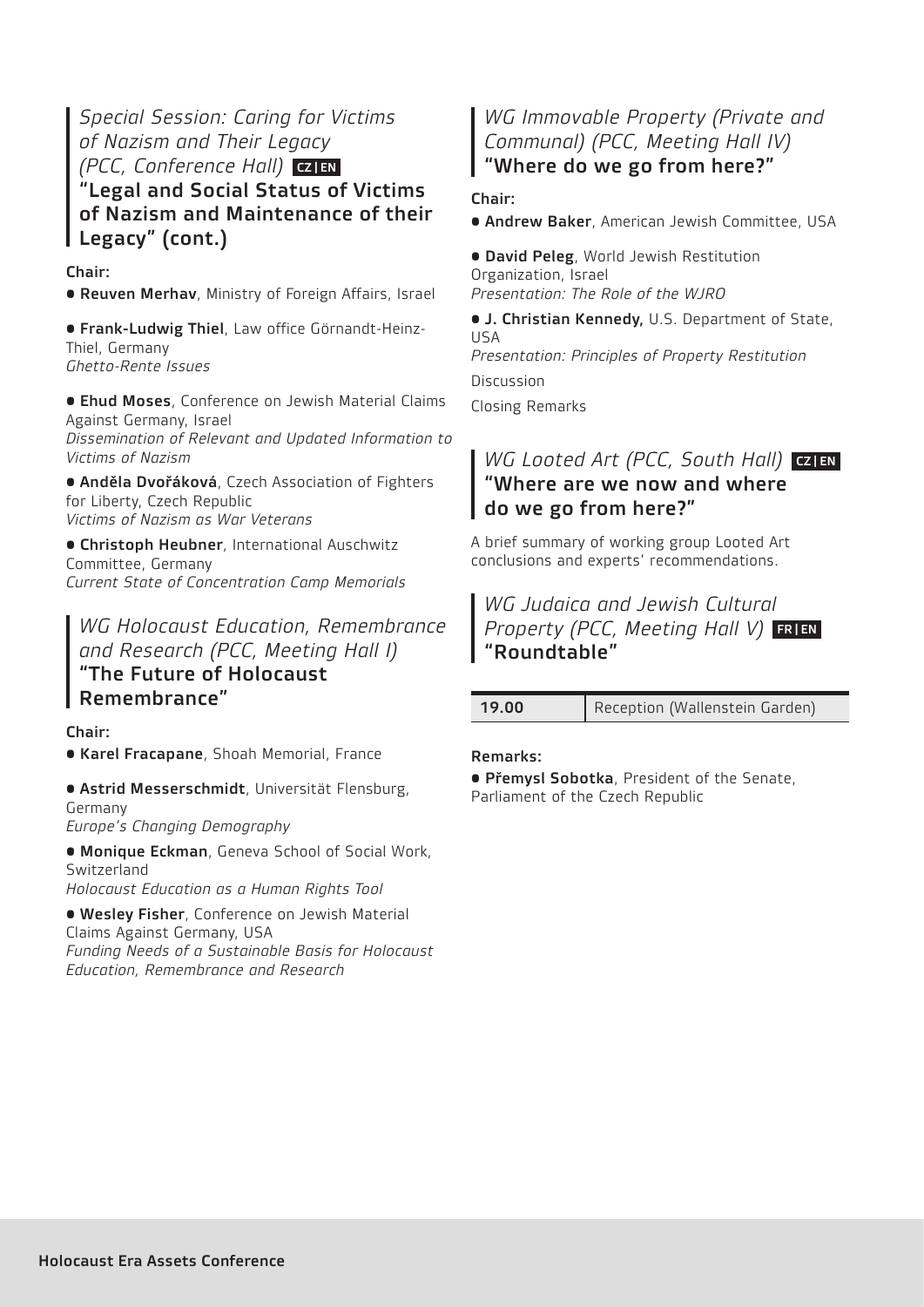*Special Session: Caring for Victims of Nazism and Their Legacy (PCC, Conference Hall)* **CZ | EN**

### "Legal and Social Status of Victims of Nazism and Maintenance of their Legacy" (cont.)

**Chair:**

- **Reuven Merhav**, Ministry of Foreign Affairs, Israel

- **Frank-Ludwig Thiel**, Law office Görnandt-Heinz-Thiel, Germany
*Ghetto-Rente Issues*

- **Ehud Moses**, Conference on Jewish Material Claims Against Germany, Israel
*Dissemination of Relevant and Updated Information to Victims of Nazism*

- **Anděla Dvořáková**, Czech Association of Fighters for Liberty, Czech Republic
*Victims of Nazism as War Veterans*

- **Christoph Heubner**, International Auschwitz Committee, Germany
*Current State of Concentration Camp Memorials*

*WG Holocaust Education, Remembrance and Research (PCC, Meeting Hall I)*

### "The Future of Holocaust Remembrance"

**Chair:**

- **Karel Fracapane**, Shoah Memorial, France

- **Astrid Messerschmidt**, Universität Flensburg, Germany
*Europe's Changing Demography*

- **Monique Eckman**, Geneva School of Social Work, Switzerland
*Holocaust Education as a Human Rights Tool*

- **Wesley Fisher**, Conference on Jewish Material Claims Against Germany, USA
*Funding Needs of a Sustainable Basis for Holocaust Education, Remembrance and Research*

*WG Immovable Property (Private and Communal) (PCC, Meeting Hall IV)*

### "Where do we go from here?"

**Chair:**

- **Andrew Baker**, American Jewish Committee, USA

- **David Peleg**, World Jewish Restitution Organization, Israel
*Presentation: The Role of the WJRO*

- **J. Christian Kennedy,** U.S. Department of State, USA
*Presentation: Principles of Property Restitution*

Discussion

Closing Remarks

*WG Looted Art (PCC, South Hall)* **CZ | EN**

### "Where are we now and where do we go from here?"

A brief summary of working group Looted Art conclusions and experts' recommendations.

*WG Judaica and Jewish Cultural Property (PCC, Meeting Hall V)* **FR | EN**

### "Roundtable"

| | |
|---|---|
| **19.00** | Reception (Wallenstein Garden) |

**Remarks:**

- **Přemysl Sobotka**, President of the Senate, Parliament of the Czech Republic